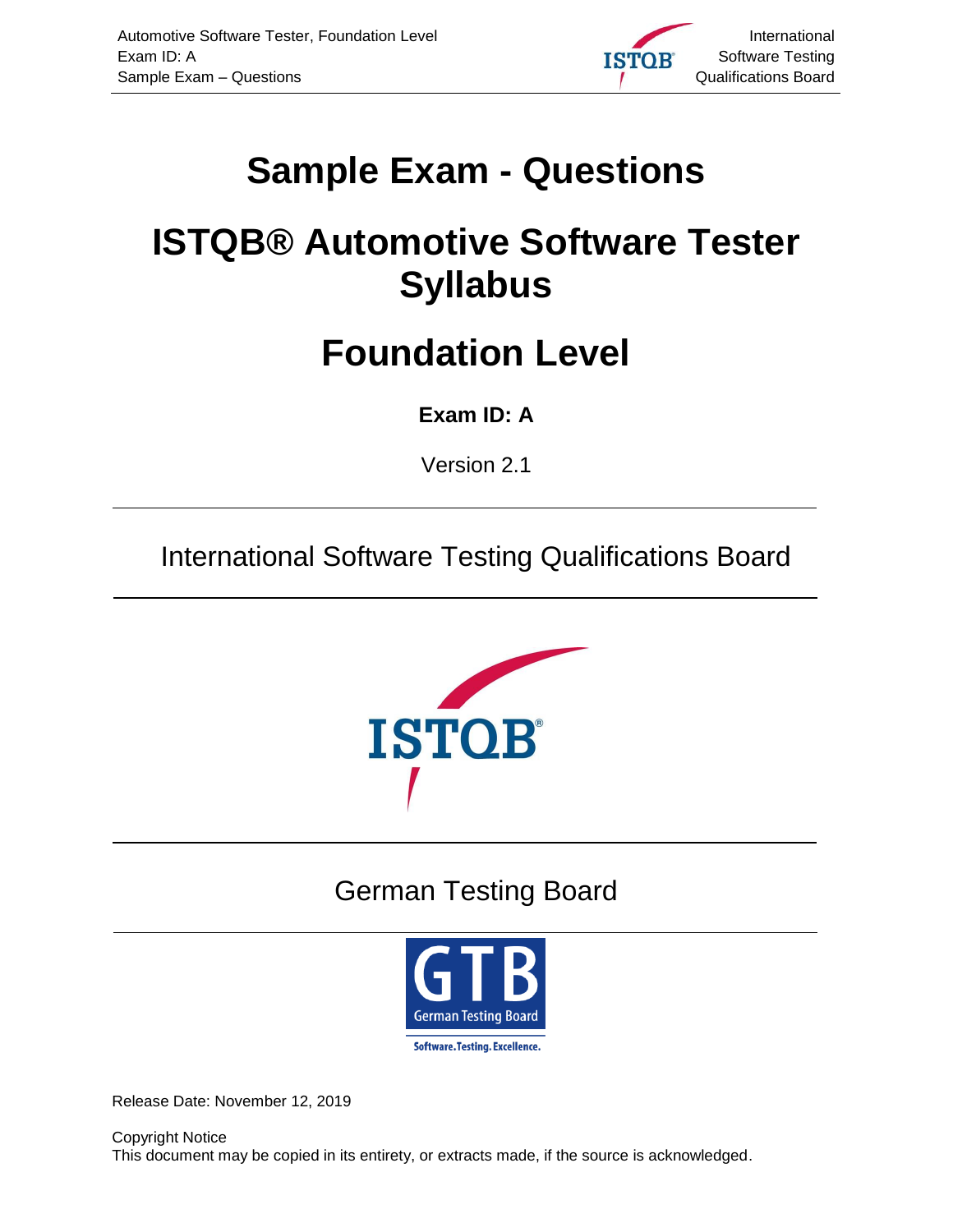# Sample Exam - Questions

# ISTQB® Automotive Software Tester Syllabus

# Foundation Level

**Exam ID: A**

Version 2.1

International Software Testing Qualifications Board

German Testing Board

Release Date: November 12, 2019

Copyright Notice
This document may be copied in its entirety, or extracts made, if the source is acknowledged.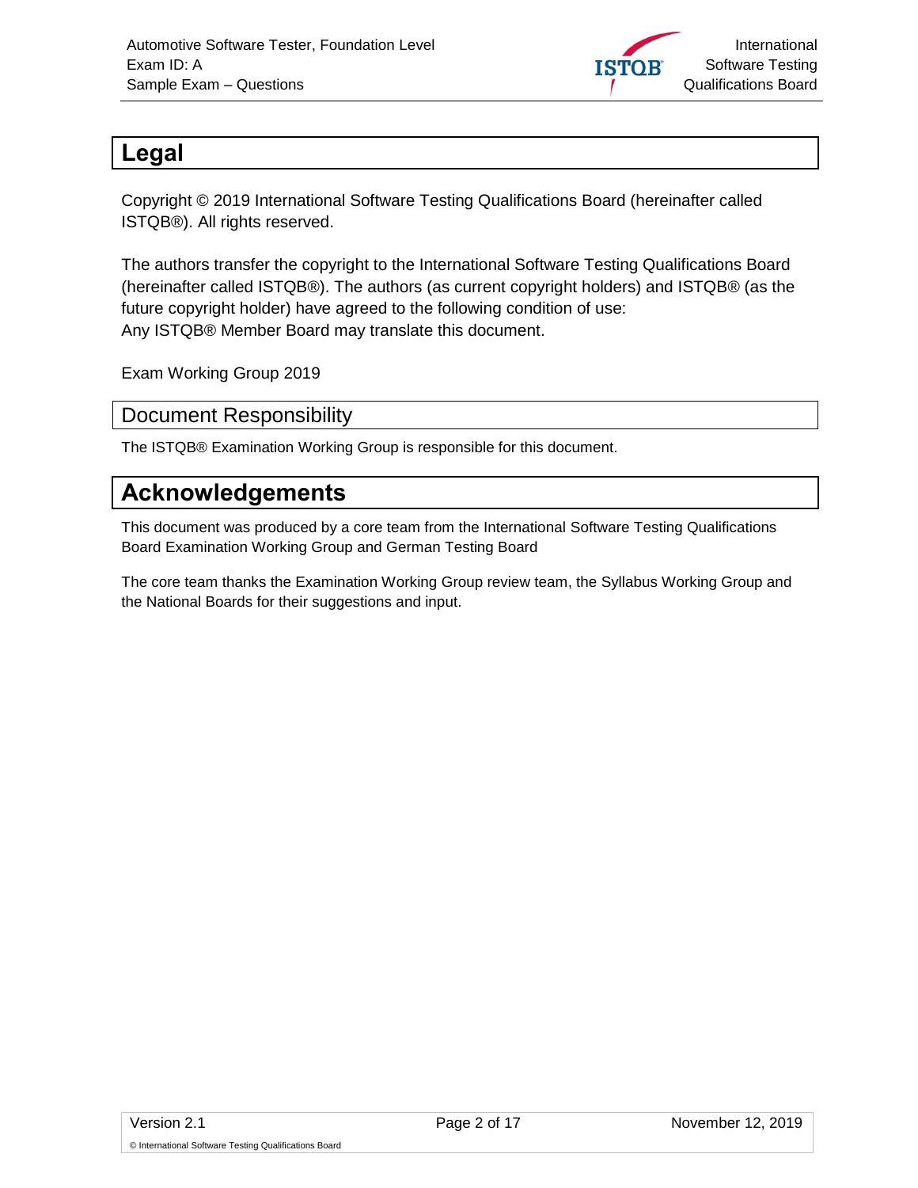# Legal

Copyright © 2019 International Software Testing Qualifications Board (hereinafter called ISTQB®). All rights reserved.

The authors transfer the copyright to the International Software Testing Qualifications Board (hereinafter called ISTQB®). The authors (as current copyright holders) and ISTQB® (as the future copyright holder) have agreed to the following condition of use:
Any ISTQB® Member Board may translate this document.

Exam Working Group 2019

## Document Responsibility

The ISTQB® Examination Working Group is responsible for this document.

# Acknowledgements

This document was produced by a core team from the International Software Testing Qualifications Board Examination Working Group and German Testing Board

The core team thanks the Examination Working Group review team, the Syllabus Working Group and the National Boards for their suggestions and input.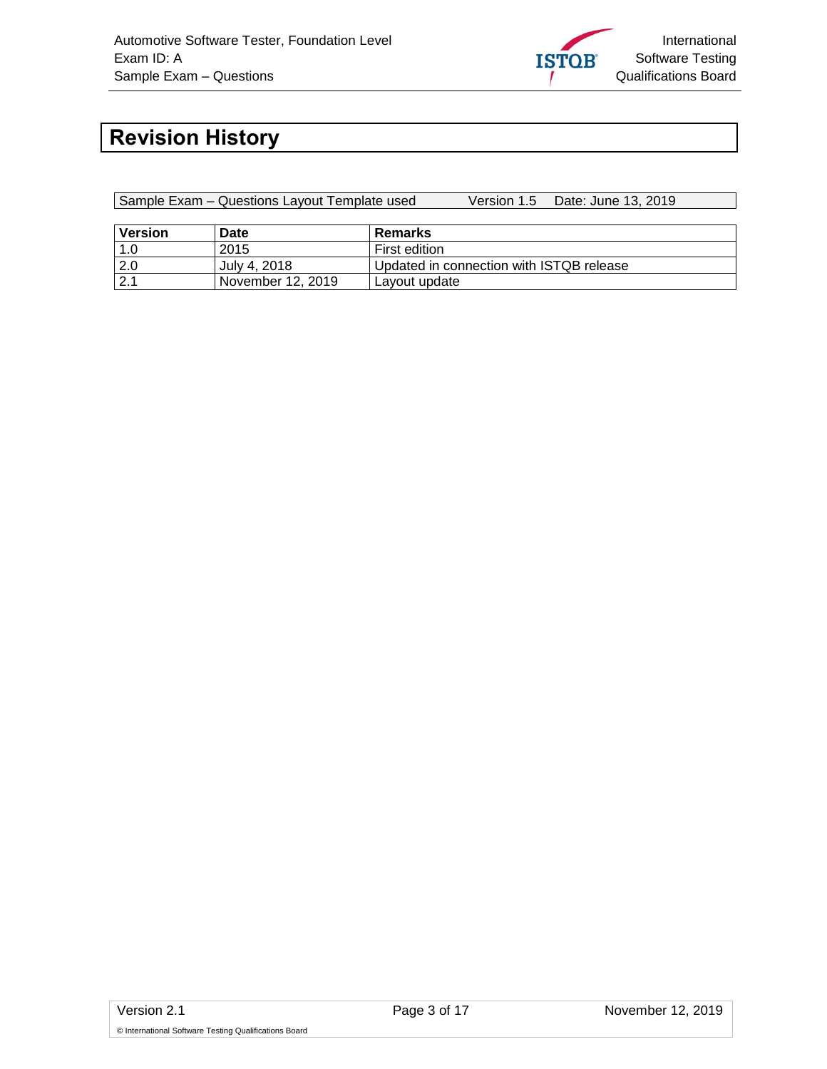# Revision History

| Sample Exam – Questions Layout Template used | Version 1.5 | Date: June 13, 2019 |
|---|---|---|

| Version | Date | Remarks |
|---|---|---|
| 1.0 | 2015 | First edition |
| 2.0 | July 4, 2018 | Updated in connection with ISTQB release |
| 2.1 | November 12, 2019 | Layout update |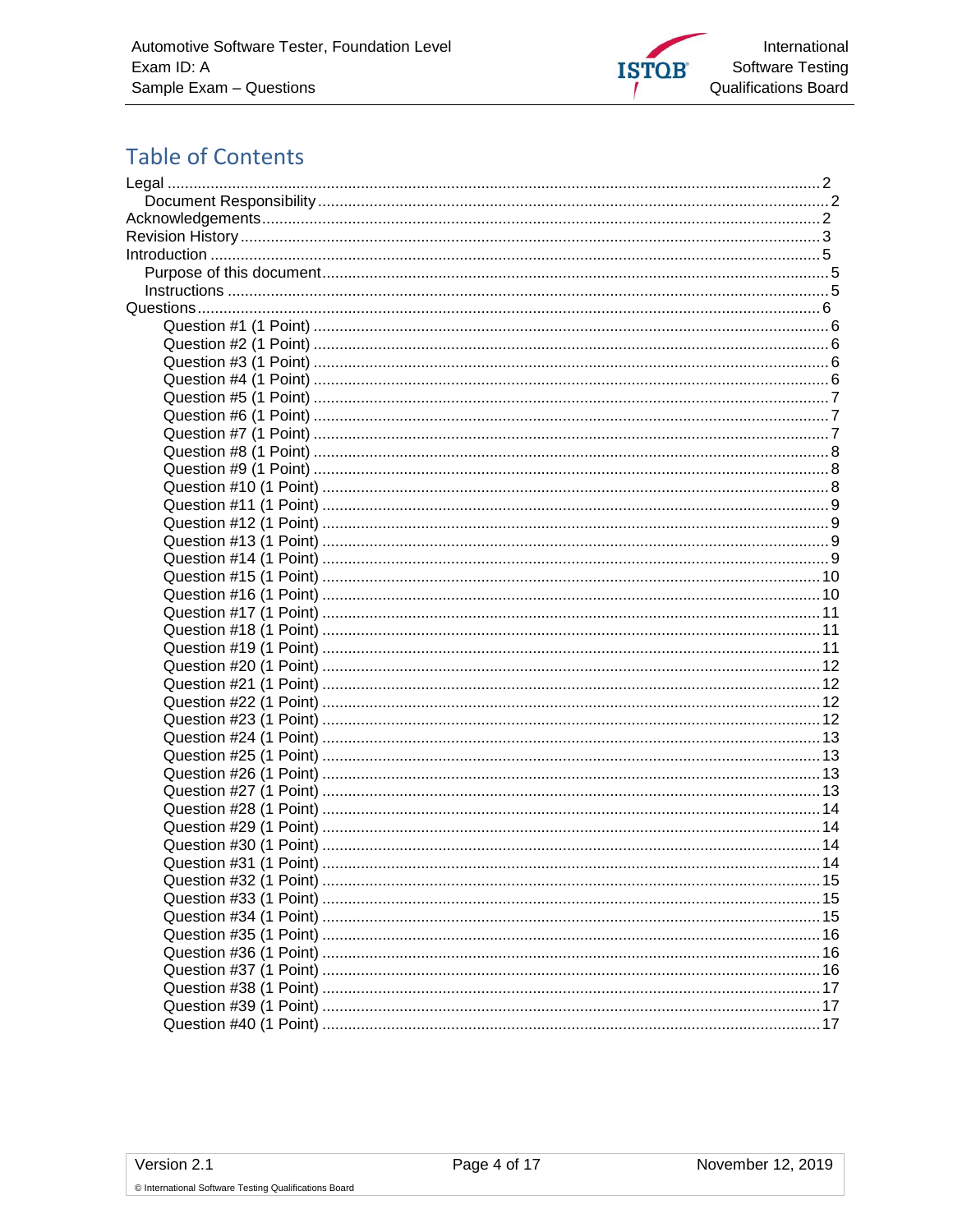## Table of Contents

- Legal ..... 2
  - Document Responsibility ..... 2
- Acknowledgements ..... 2
- Revision History ..... 3
- Introduction ..... 5
  - Purpose of this document ..... 5
  - Instructions ..... 5
- Questions ..... 6
    - Question #1 (1 Point) ..... 6
    - Question #2 (1 Point) ..... 6
    - Question #3 (1 Point) ..... 6
    - Question #4 (1 Point) ..... 6
    - Question #5 (1 Point) ..... 7
    - Question #6 (1 Point) ..... 7
    - Question #7 (1 Point) ..... 7
    - Question #8 (1 Point) ..... 8
    - Question #9 (1 Point) ..... 8
    - Question #10 (1 Point) ..... 8
    - Question #11 (1 Point) ..... 9
    - Question #12 (1 Point) ..... 9
    - Question #13 (1 Point) ..... 9
    - Question #14 (1 Point) ..... 9
    - Question #15 (1 Point) ..... 10
    - Question #16 (1 Point) ..... 10
    - Question #17 (1 Point) ..... 11
    - Question #18 (1 Point) ..... 11
    - Question #19 (1 Point) ..... 11
    - Question #20 (1 Point) ..... 12
    - Question #21 (1 Point) ..... 12
    - Question #22 (1 Point) ..... 12
    - Question #23 (1 Point) ..... 12
    - Question #24 (1 Point) ..... 13
    - Question #25 (1 Point) ..... 13
    - Question #26 (1 Point) ..... 13
    - Question #27 (1 Point) ..... 13
    - Question #28 (1 Point) ..... 14
    - Question #29 (1 Point) ..... 14
    - Question #30 (1 Point) ..... 14
    - Question #31 (1 Point) ..... 14
    - Question #32 (1 Point) ..... 15
    - Question #33 (1 Point) ..... 15
    - Question #34 (1 Point) ..... 15
    - Question #35 (1 Point) ..... 16
    - Question #36 (1 Point) ..... 16
    - Question #37 (1 Point) ..... 16
    - Question #38 (1 Point) ..... 17
    - Question #39 (1 Point) ..... 17
    - Question #40 (1 Point) ..... 17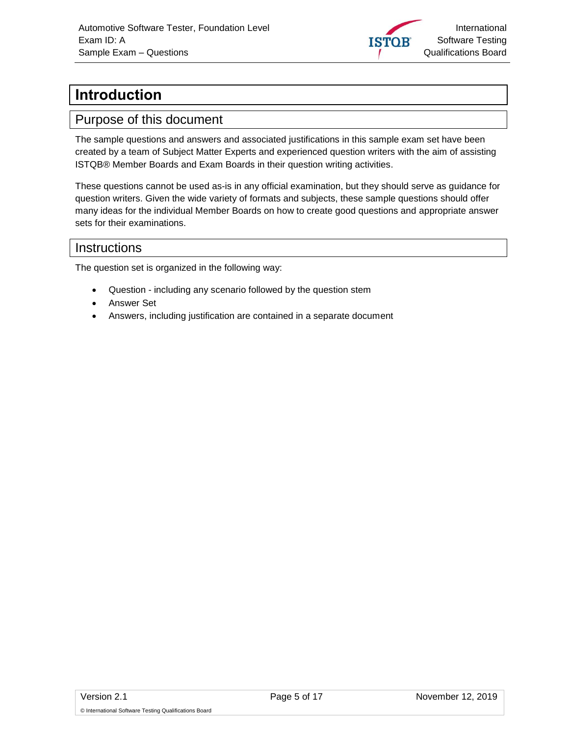# Introduction

## Purpose of this document

The sample questions and answers and associated justifications in this sample exam set have been created by a team of Subject Matter Experts and experienced question writers with the aim of assisting ISTQB® Member Boards and Exam Boards in their question writing activities.

These questions cannot be used as-is in any official examination, but they should serve as guidance for question writers. Given the wide variety of formats and subjects, these sample questions should offer many ideas for the individual Member Boards on how to create good questions and appropriate answer sets for their examinations.

## Instructions

The question set is organized in the following way:

- Question - including any scenario followed by the question stem
- Answer Set
- Answers, including justification are contained in a separate document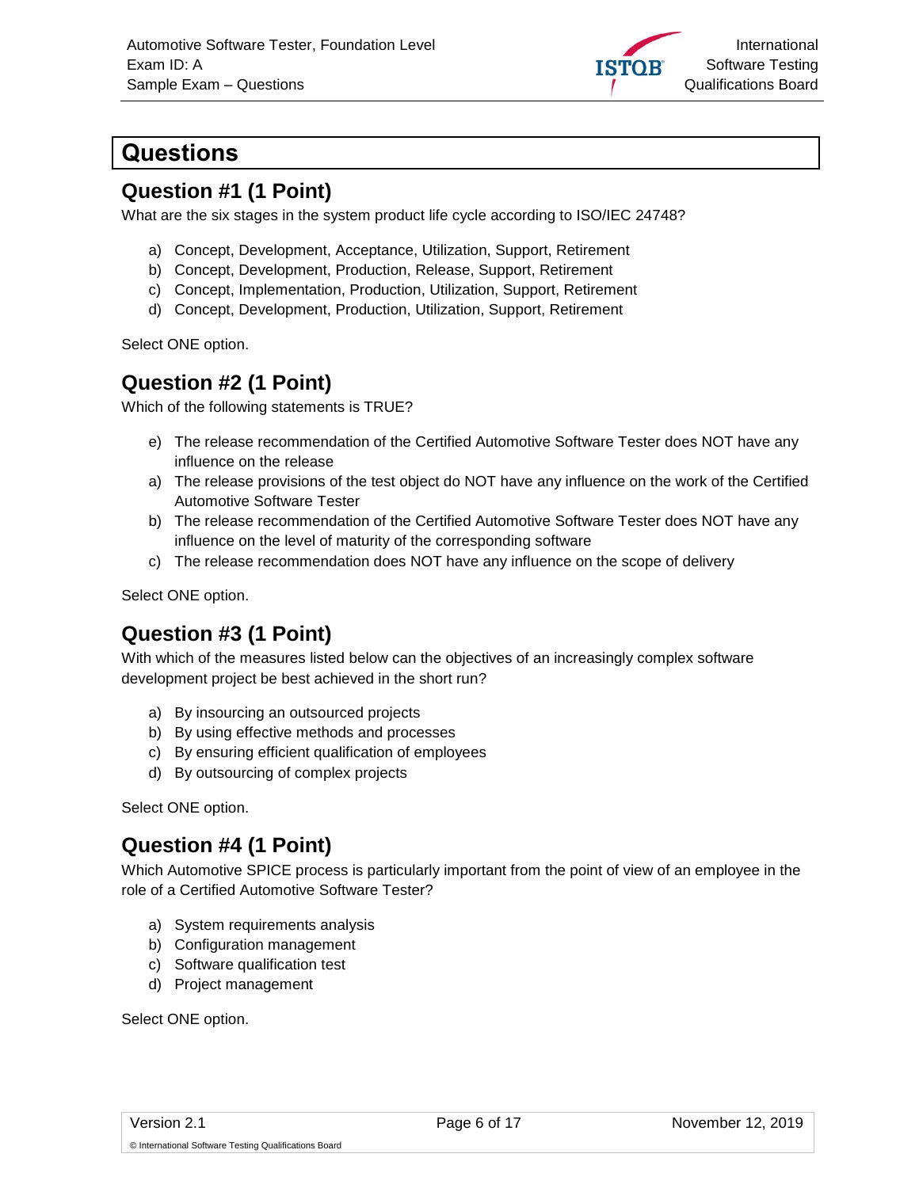# Questions

## Question #1 (1 Point)

What are the six stages in the system product life cycle according to ISO/IEC 24748?

a) Concept, Development, Acceptance, Utilization, Support, Retirement
b) Concept, Development, Production, Release, Support, Retirement
c) Concept, Implementation, Production, Utilization, Support, Retirement
d) Concept, Development, Production, Utilization, Support, Retirement

Select ONE option.

## Question #2 (1 Point)

Which of the following statements is TRUE?

e) The release recommendation of the Certified Automotive Software Tester does NOT have any influence on the release
a) The release provisions of the test object do NOT have any influence on the work of the Certified Automotive Software Tester
b) The release recommendation of the Certified Automotive Software Tester does NOT have any influence on the level of maturity of the corresponding software
c) The release recommendation does NOT have any influence on the scope of delivery

Select ONE option.

## Question #3 (1 Point)

With which of the measures listed below can the objectives of an increasingly complex software development project be best achieved in the short run?

a) By insourcing an outsourced projects
b) By using effective methods and processes
c) By ensuring efficient qualification of employees
d) By outsourcing of complex projects

Select ONE option.

## Question #4 (1 Point)

Which Automotive SPICE process is particularly important from the point of view of an employee in the role of a Certified Automotive Software Tester?

a) System requirements analysis
b) Configuration management
c) Software qualification test
d) Project management

Select ONE option.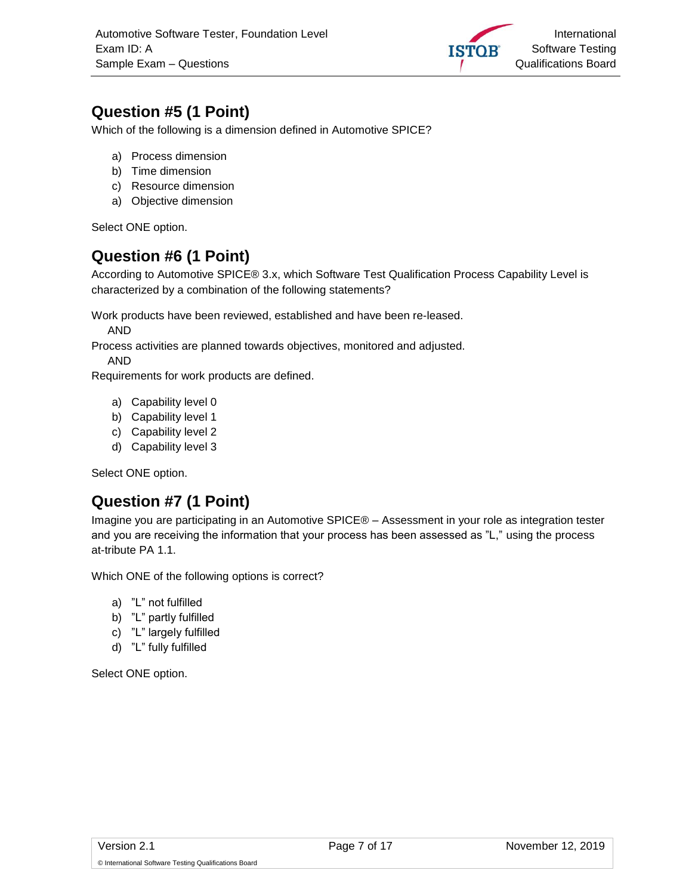## Question #5 (1 Point)

Which of the following is a dimension defined in Automotive SPICE?

a) Process dimension
b) Time dimension
c) Resource dimension
a) Objective dimension

Select ONE option.

## Question #6 (1 Point)

According to Automotive SPICE® 3.x, which Software Test Qualification Process Capability Level is characterized by a combination of the following statements?

Work products have been reviewed, established and have been re-leased.
AND
Process activities are planned towards objectives, monitored and adjusted.
AND
Requirements for work products are defined.

a) Capability level 0
b) Capability level 1
c) Capability level 2
d) Capability level 3

Select ONE option.

## Question #7 (1 Point)

Imagine you are participating in an Automotive SPICE® – Assessment in your role as integration tester and you are receiving the information that your process has been assessed as "L," using the process at-tribute PA 1.1.

Which ONE of the following options is correct?

a) "L" not fulfilled
b) "L" partly fulfilled
c) "L" largely fulfilled
d) "L" fully fulfilled

Select ONE option.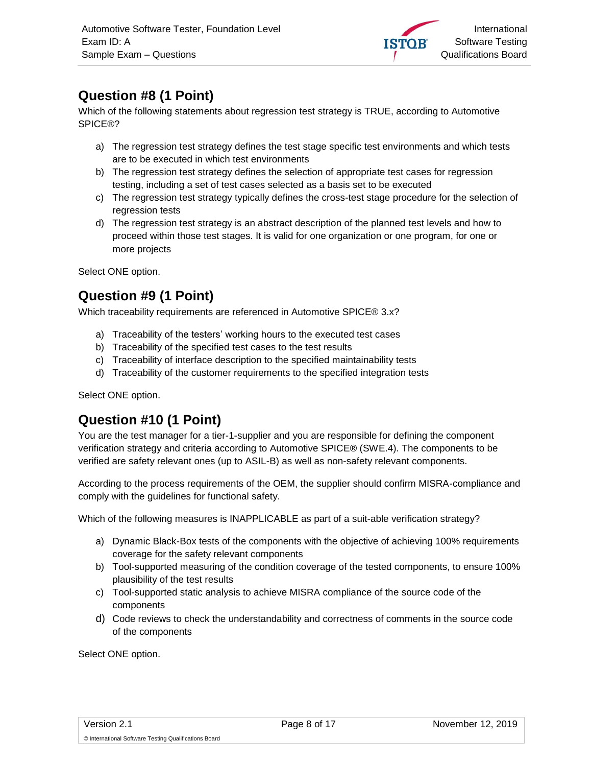## Question #8 (1 Point)

Which of the following statements about regression test strategy is TRUE, according to Automotive SPICE®?

a) The regression test strategy defines the test stage specific test environments and which tests are to be executed in which test environments
b) The regression test strategy defines the selection of appropriate test cases for regression testing, including a set of test cases selected as a basis set to be executed
c) The regression test strategy typically defines the cross-test stage procedure for the selection of regression tests
d) The regression test strategy is an abstract description of the planned test levels and how to proceed within those test stages. It is valid for one organization or one program, for one or more projects

Select ONE option.

## Question #9 (1 Point)

Which traceability requirements are referenced in Automotive SPICE® 3.x?

a) Traceability of the testers' working hours to the executed test cases
b) Traceability of the specified test cases to the test results
c) Traceability of interface description to the specified maintainability tests
d) Traceability of the customer requirements to the specified integration tests

Select ONE option.

## Question #10 (1 Point)

You are the test manager for a tier-1-supplier and you are responsible for defining the component verification strategy and criteria according to Automotive SPICE® (SWE.4). The components to be verified are safety relevant ones (up to ASIL-B) as well as non-safety relevant components.

According to the process requirements of the OEM, the supplier should confirm MISRA-compliance and comply with the guidelines for functional safety.

Which of the following measures is INAPPLICABLE as part of a suit-able verification strategy?

a) Dynamic Black-Box tests of the components with the objective of achieving 100% requirements coverage for the safety relevant components
b) Tool-supported measuring of the condition coverage of the tested components, to ensure 100% plausibility of the test results
c) Tool-supported static analysis to achieve MISRA compliance of the source code of the components
d) Code reviews to check the understandability and correctness of comments in the source code of the components

Select ONE option.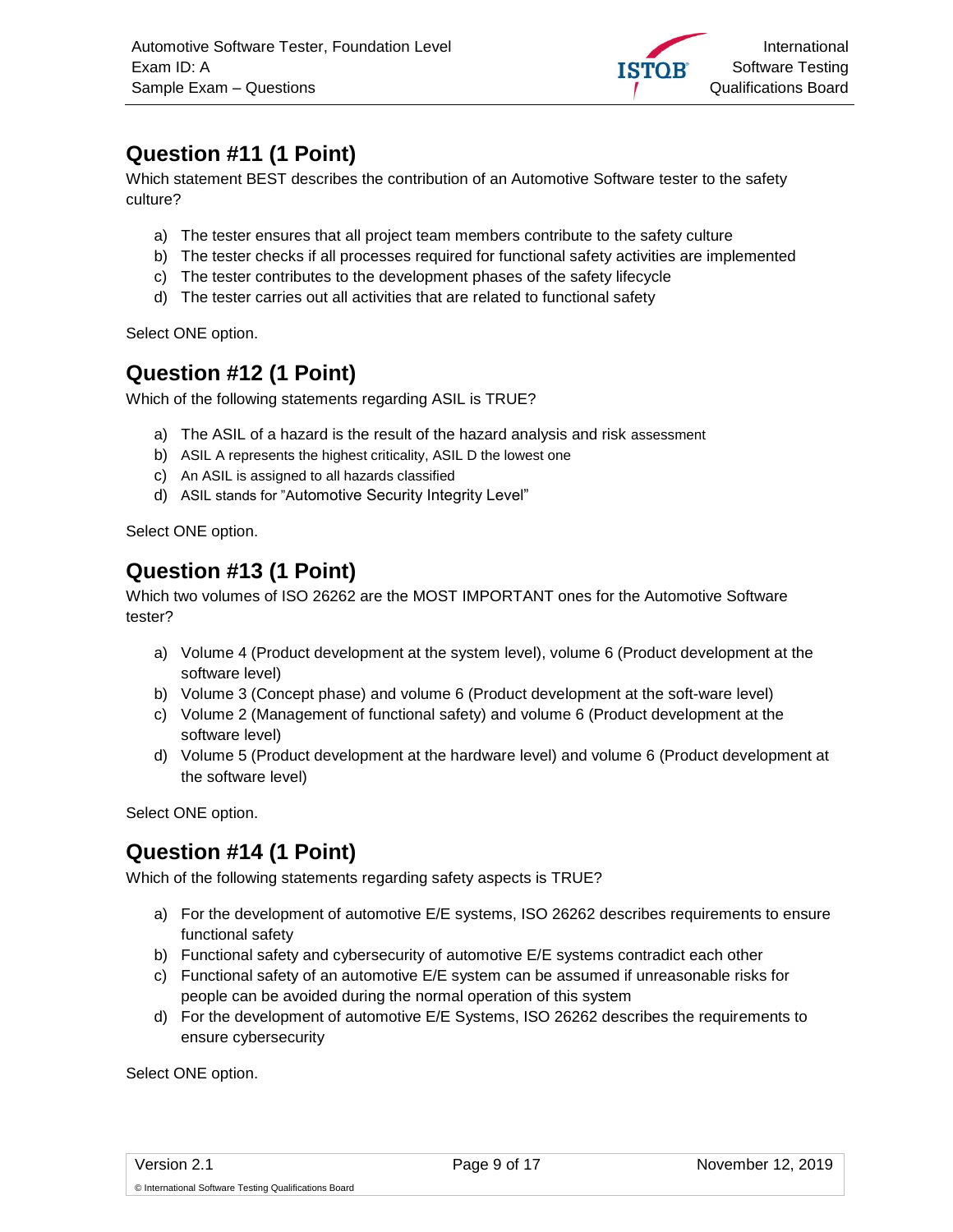## Question #11 (1 Point)

Which statement BEST describes the contribution of an Automotive Software tester to the safety culture?

a) The tester ensures that all project team members contribute to the safety culture
b) The tester checks if all processes required for functional safety activities are implemented
c) The tester contributes to the development phases of the safety lifecycle
d) The tester carries out all activities that are related to functional safety

Select ONE option.

## Question #12 (1 Point)

Which of the following statements regarding ASIL is TRUE?

a) The ASIL of a hazard is the result of the hazard analysis and risk assessment
b) ASIL A represents the highest criticality, ASIL D the lowest one
c) An ASIL is assigned to all hazards classified
d) ASIL stands for "Automotive Security Integrity Level"

Select ONE option.

## Question #13 (1 Point)

Which two volumes of ISO 26262 are the MOST IMPORTANT ones for the Automotive Software tester?

a) Volume 4 (Product development at the system level), volume 6 (Product development at the software level)
b) Volume 3 (Concept phase) and volume 6 (Product development at the soft-ware level)
c) Volume 2 (Management of functional safety) and volume 6 (Product development at the software level)
d) Volume 5 (Product development at the hardware level) and volume 6 (Product development at the software level)

Select ONE option.

## Question #14 (1 Point)

Which of the following statements regarding safety aspects is TRUE?

a) For the development of automotive E/E systems, ISO 26262 describes requirements to ensure functional safety
b) Functional safety and cybersecurity of automotive E/E systems contradict each other
c) Functional safety of an automotive E/E system can be assumed if unreasonable risks for people can be avoided during the normal operation of this system
d) For the development of automotive E/E Systems, ISO 26262 describes the requirements to ensure cybersecurity

Select ONE option.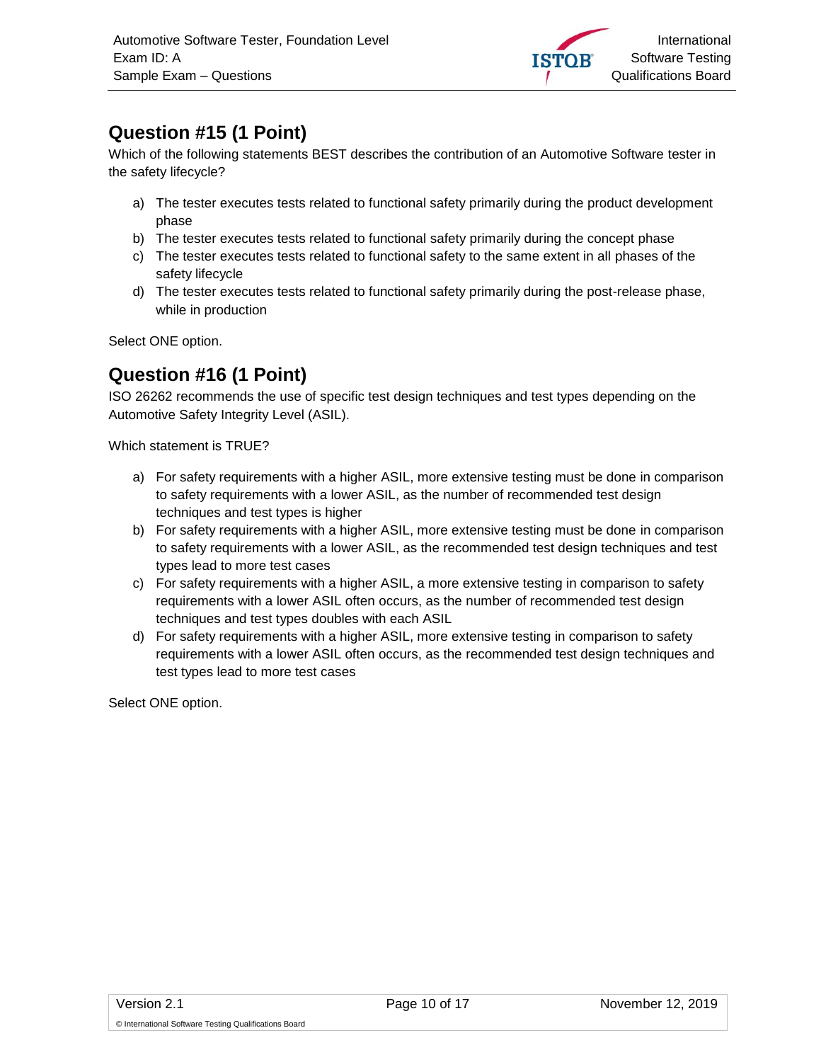## Question #15 (1 Point)

Which of the following statements BEST describes the contribution of an Automotive Software tester in the safety lifecycle?

a) The tester executes tests related to functional safety primarily during the product development phase
b) The tester executes tests related to functional safety primarily during the concept phase
c) The tester executes tests related to functional safety to the same extent in all phases of the safety lifecycle
d) The tester executes tests related to functional safety primarily during the post-release phase, while in production

Select ONE option.

## Question #16 (1 Point)

ISO 26262 recommends the use of specific test design techniques and test types depending on the Automotive Safety Integrity Level (ASIL).

Which statement is TRUE?

a) For safety requirements with a higher ASIL, more extensive testing must be done in comparison to safety requirements with a lower ASIL, as the number of recommended test design techniques and test types is higher
b) For safety requirements with a higher ASIL, more extensive testing must be done in comparison to safety requirements with a lower ASIL, as the recommended test design techniques and test types lead to more test cases
c) For safety requirements with a higher ASIL, a more extensive testing in comparison to safety requirements with a lower ASIL often occurs, as the number of recommended test design techniques and test types doubles with each ASIL
d) For safety requirements with a higher ASIL, more extensive testing in comparison to safety requirements with a lower ASIL often occurs, as the recommended test design techniques and test types lead to more test cases

Select ONE option.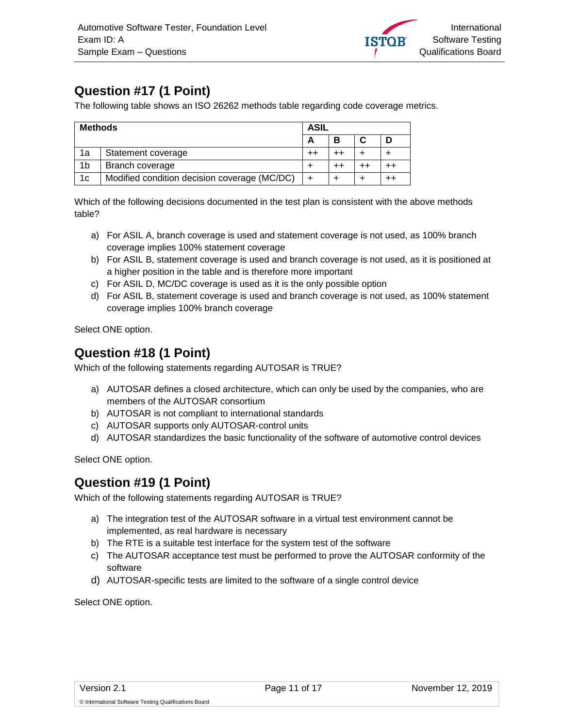## Question #17 (1 Point)

The following table shows an ISO 26262 methods table regarding code coverage metrics.

| Methods | | ASIL | | | |
|---|---|---|---|---|---|
| | | A | B | C | D |
| 1a | Statement coverage | ++ | ++ | + | + |
| 1b | Branch coverage | + | ++ | ++ | ++ |
| 1c | Modified condition decision coverage (MC/DC) | + | + | + | ++ |

Which of the following decisions documented in the test plan is consistent with the above methods table?

a) For ASIL A, branch coverage is used and statement coverage is not used, as 100% branch coverage implies 100% statement coverage
b) For ASIL B, statement coverage is used and branch coverage is not used, as it is positioned at a higher position in the table and is therefore more important
c) For ASIL D, MC/DC coverage is used as it is the only possible option
d) For ASIL B, statement coverage is used and branch coverage is not used, as 100% statement coverage implies 100% branch coverage

Select ONE option.

## Question #18 (1 Point)

Which of the following statements regarding AUTOSAR is TRUE?

a) AUTOSAR defines a closed architecture, which can only be used by the companies, who are members of the AUTOSAR consortium
b) AUTOSAR is not compliant to international standards
c) AUTOSAR supports only AUTOSAR-control units
d) AUTOSAR standardizes the basic functionality of the software of automotive control devices

Select ONE option.

## Question #19 (1 Point)

Which of the following statements regarding AUTOSAR is TRUE?

a) The integration test of the AUTOSAR software in a virtual test environment cannot be implemented, as real hardware is necessary
b) The RTE is a suitable test interface for the system test of the software
c) The AUTOSAR acceptance test must be performed to prove the AUTOSAR conformity of the software
d) AUTOSAR-specific tests are limited to the software of a single control device

Select ONE option.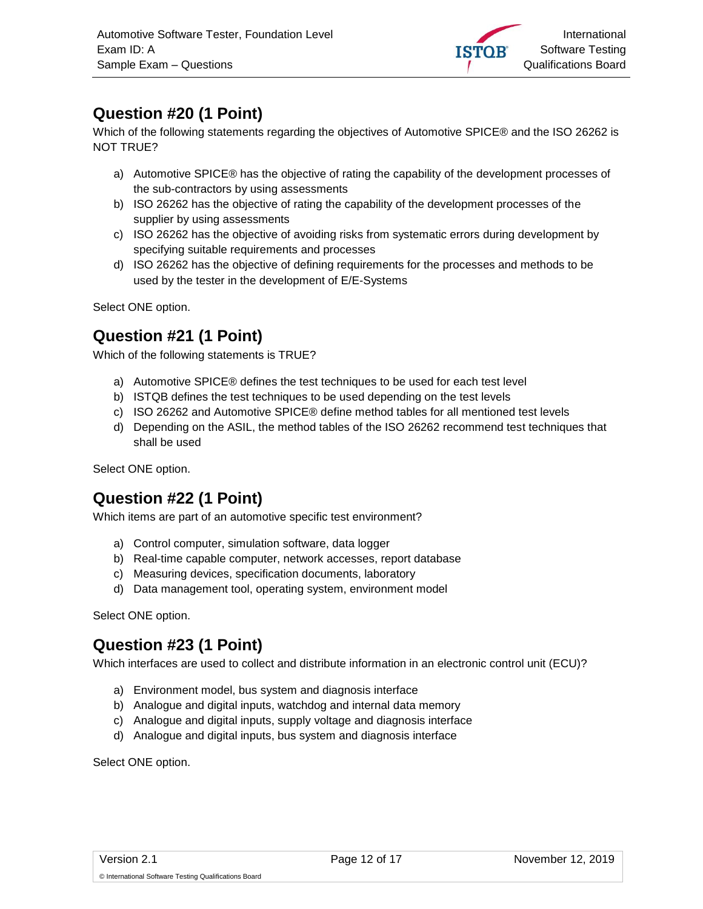## Question #20 (1 Point)

Which of the following statements regarding the objectives of Automotive SPICE® and the ISO 26262 is NOT TRUE?

a) Automotive SPICE® has the objective of rating the capability of the development processes of the sub-contractors by using assessments
b) ISO 26262 has the objective of rating the capability of the development processes of the supplier by using assessments
c) ISO 26262 has the objective of avoiding risks from systematic errors during development by specifying suitable requirements and processes
d) ISO 26262 has the objective of defining requirements for the processes and methods to be used by the tester in the development of E/E-Systems

Select ONE option.

## Question #21 (1 Point)

Which of the following statements is TRUE?

a) Automotive SPICE® defines the test techniques to be used for each test level
b) ISTQB defines the test techniques to be used depending on the test levels
c) ISO 26262 and Automotive SPICE® define method tables for all mentioned test levels
d) Depending on the ASIL, the method tables of the ISO 26262 recommend test techniques that shall be used

Select ONE option.

## Question #22 (1 Point)

Which items are part of an automotive specific test environment?

a) Control computer, simulation software, data logger
b) Real-time capable computer, network accesses, report database
c) Measuring devices, specification documents, laboratory
d) Data management tool, operating system, environment model

Select ONE option.

## Question #23 (1 Point)

Which interfaces are used to collect and distribute information in an electronic control unit (ECU)?

a) Environment model, bus system and diagnosis interface
b) Analogue and digital inputs, watchdog and internal data memory
c) Analogue and digital inputs, supply voltage and diagnosis interface
d) Analogue and digital inputs, bus system and diagnosis interface

Select ONE option.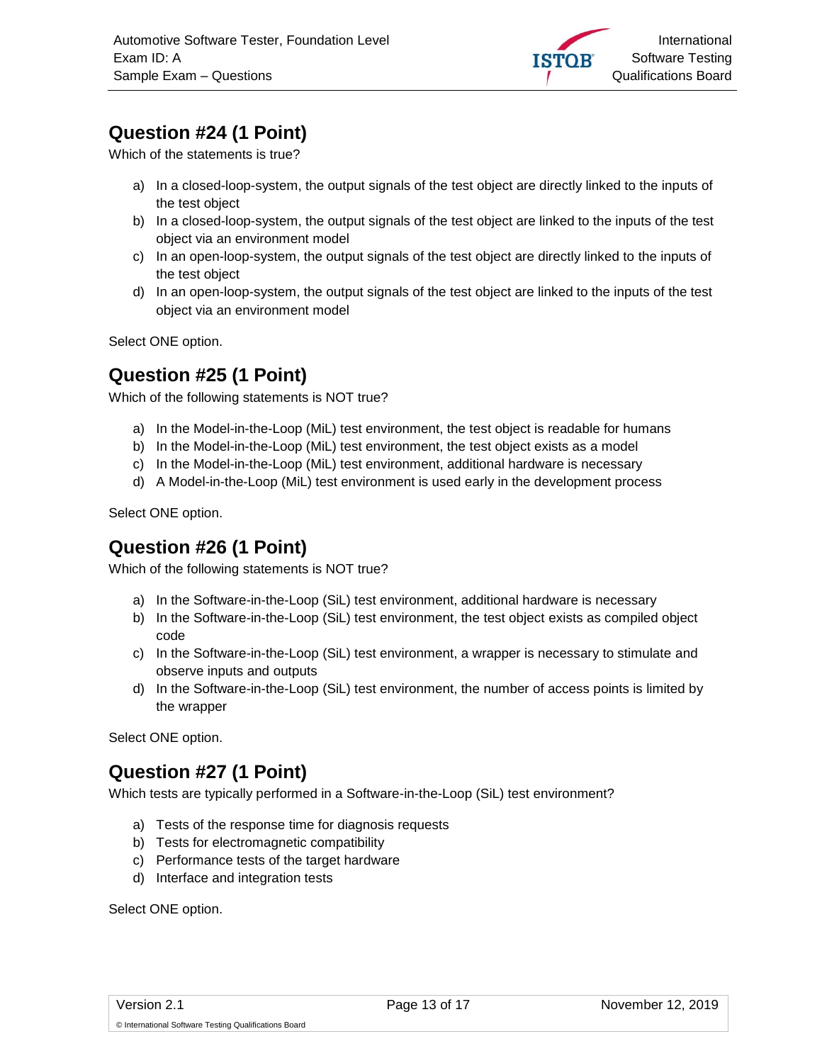## Question #24 (1 Point)

Which of the statements is true?

a) In a closed-loop-system, the output signals of the test object are directly linked to the inputs of the test object
b) In a closed-loop-system, the output signals of the test object are linked to the inputs of the test object via an environment model
c) In an open-loop-system, the output signals of the test object are directly linked to the inputs of the test object
d) In an open-loop-system, the output signals of the test object are linked to the inputs of the test object via an environment model

Select ONE option.

## Question #25 (1 Point)

Which of the following statements is NOT true?

a) In the Model-in-the-Loop (MiL) test environment, the test object is readable for humans
b) In the Model-in-the-Loop (MiL) test environment, the test object exists as a model
c) In the Model-in-the-Loop (MiL) test environment, additional hardware is necessary
d) A Model-in-the-Loop (MiL) test environment is used early in the development process

Select ONE option.

## Question #26 (1 Point)

Which of the following statements is NOT true?

a) In the Software-in-the-Loop (SiL) test environment, additional hardware is necessary
b) In the Software-in-the-Loop (SiL) test environment, the test object exists as compiled object code
c) In the Software-in-the-Loop (SiL) test environment, a wrapper is necessary to stimulate and observe inputs and outputs
d) In the Software-in-the-Loop (SiL) test environment, the number of access points is limited by the wrapper

Select ONE option.

## Question #27 (1 Point)

Which tests are typically performed in a Software-in-the-Loop (SiL) test environment?

a) Tests of the response time for diagnosis requests
b) Tests for electromagnetic compatibility
c) Performance tests of the target hardware
d) Interface and integration tests

Select ONE option.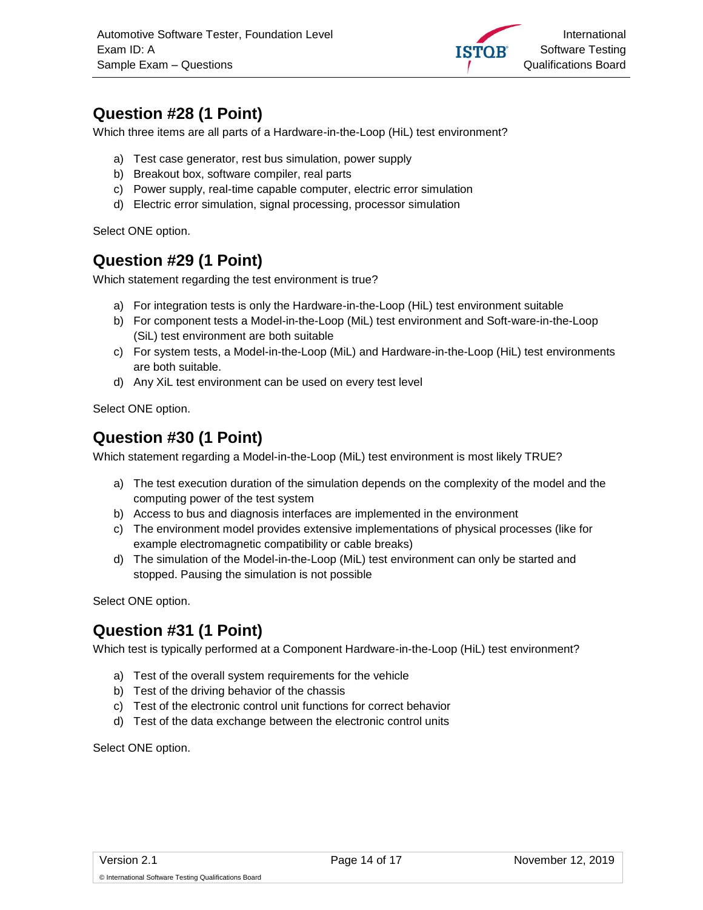## Question #28 (1 Point)

Which three items are all parts of a Hardware-in-the-Loop (HiL) test environment?

a) Test case generator, rest bus simulation, power supply
b) Breakout box, software compiler, real parts
c) Power supply, real-time capable computer, electric error simulation
d) Electric error simulation, signal processing, processor simulation

Select ONE option.

## Question #29 (1 Point)

Which statement regarding the test environment is true?

a) For integration tests is only the Hardware-in-the-Loop (HiL) test environment suitable
b) For component tests a Model-in-the-Loop (MiL) test environment and Soft-ware-in-the-Loop (SiL) test environment are both suitable
c) For system tests, a Model-in-the-Loop (MiL) and Hardware-in-the-Loop (HiL) test environments are both suitable.
d) Any XiL test environment can be used on every test level

Select ONE option.

## Question #30 (1 Point)

Which statement regarding a Model-in-the-Loop (MiL) test environment is most likely TRUE?

a) The test execution duration of the simulation depends on the complexity of the model and the computing power of the test system
b) Access to bus and diagnosis interfaces are implemented in the environment
c) The environment model provides extensive implementations of physical processes (like for example electromagnetic compatibility or cable breaks)
d) The simulation of the Model-in-the-Loop (MiL) test environment can only be started and stopped. Pausing the simulation is not possible

Select ONE option.

## Question #31 (1 Point)

Which test is typically performed at a Component Hardware-in-the-Loop (HiL) test environment?

a) Test of the overall system requirements for the vehicle
b) Test of the driving behavior of the chassis
c) Test of the electronic control unit functions for correct behavior
d) Test of the data exchange between the electronic control units

Select ONE option.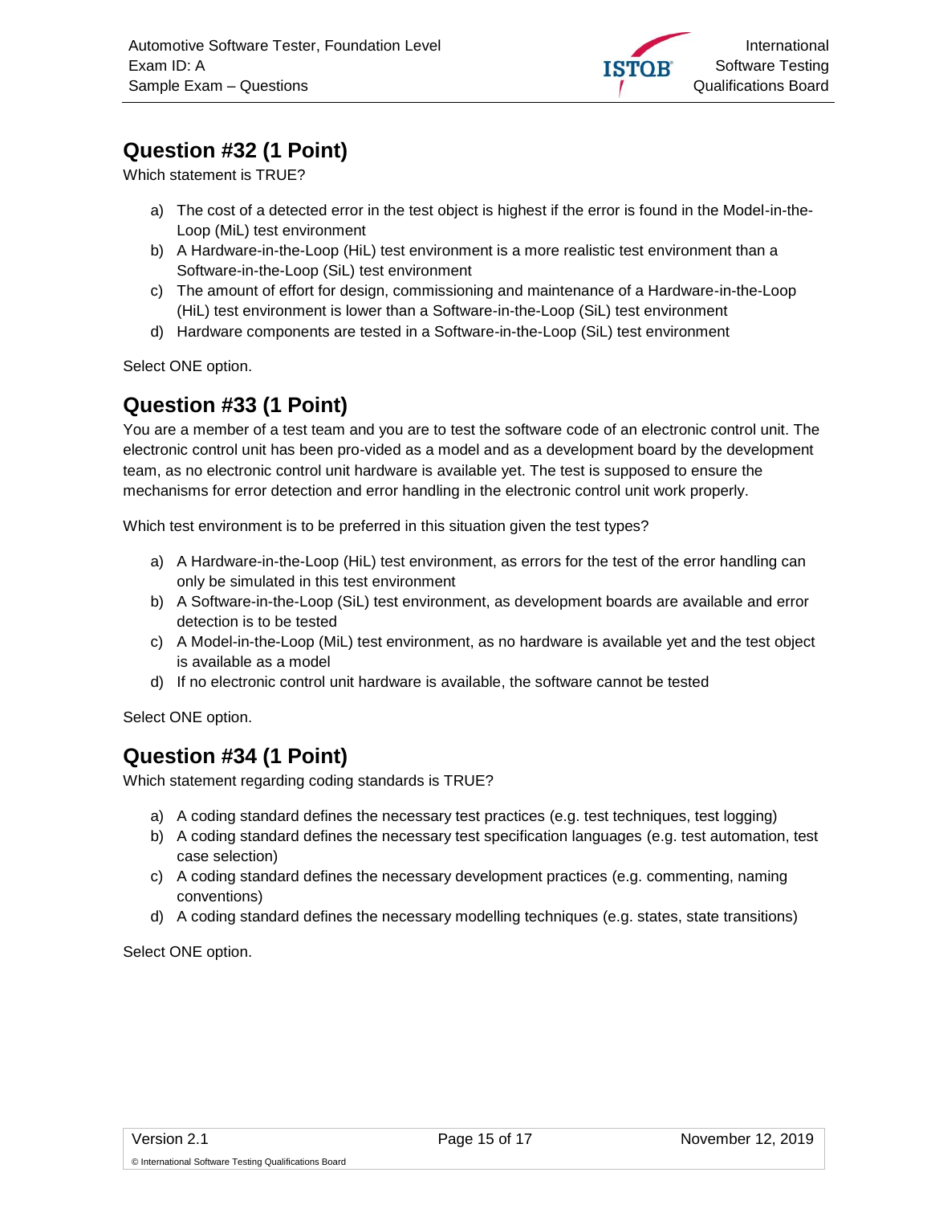## Question #32 (1 Point)

Which statement is TRUE?

a) The cost of a detected error in the test object is highest if the error is found in the Model-in-the-Loop (MiL) test environment
b) A Hardware-in-the-Loop (HiL) test environment is a more realistic test environment than a Software-in-the-Loop (SiL) test environment
c) The amount of effort for design, commissioning and maintenance of a Hardware-in-the-Loop (HiL) test environment is lower than a Software-in-the-Loop (SiL) test environment
d) Hardware components are tested in a Software-in-the-Loop (SiL) test environment

Select ONE option.

## Question #33 (1 Point)

You are a member of a test team and you are to test the software code of an electronic control unit. The electronic control unit has been pro-vided as a model and as a development board by the development team, as no electronic control unit hardware is available yet. The test is supposed to ensure the mechanisms for error detection and error handling in the electronic control unit work properly.

Which test environment is to be preferred in this situation given the test types?

a) A Hardware-in-the-Loop (HiL) test environment, as errors for the test of the error handling can only be simulated in this test environment
b) A Software-in-the-Loop (SiL) test environment, as development boards are available and error detection is to be tested
c) A Model-in-the-Loop (MiL) test environment, as no hardware is available yet and the test object is available as a model
d) If no electronic control unit hardware is available, the software cannot be tested

Select ONE option.

## Question #34 (1 Point)

Which statement regarding coding standards is TRUE?

a) A coding standard defines the necessary test practices (e.g. test techniques, test logging)
b) A coding standard defines the necessary test specification languages (e.g. test automation, test case selection)
c) A coding standard defines the necessary development practices (e.g. commenting, naming conventions)
d) A coding standard defines the necessary modelling techniques (e.g. states, state transitions)

Select ONE option.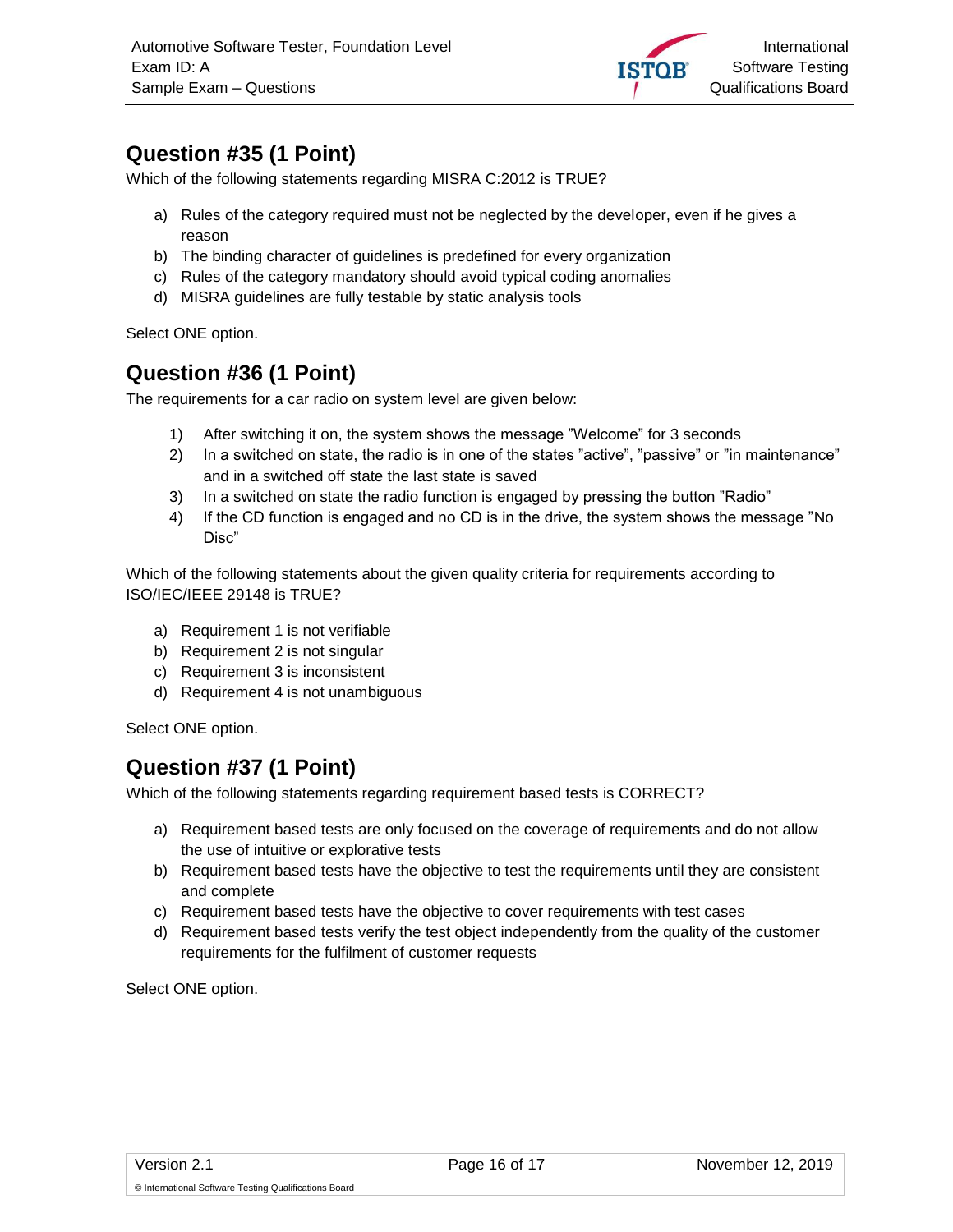## Question #35 (1 Point)

Which of the following statements regarding MISRA C:2012 is TRUE?

a) Rules of the category required must not be neglected by the developer, even if he gives a reason
b) The binding character of guidelines is predefined for every organization
c) Rules of the category mandatory should avoid typical coding anomalies
d) MISRA guidelines are fully testable by static analysis tools

Select ONE option.

## Question #36 (1 Point)

The requirements for a car radio on system level are given below:

1) After switching it on, the system shows the message ”Welcome” for 3 seconds
2) In a switched on state, the radio is in one of the states ”active”, ”passive” or ”in maintenance” and in a switched off state the last state is saved
3) In a switched on state the radio function is engaged by pressing the button ”Radio”
4) If the CD function is engaged and no CD is in the drive, the system shows the message ”No Disc”

Which of the following statements about the given quality criteria for requirements according to ISO/IEC/IEEE 29148 is TRUE?

a) Requirement 1 is not verifiable
b) Requirement 2 is not singular
c) Requirement 3 is inconsistent
d) Requirement 4 is not unambiguous

Select ONE option.

## Question #37 (1 Point)

Which of the following statements regarding requirement based tests is CORRECT?

a) Requirement based tests are only focused on the coverage of requirements and do not allow the use of intuitive or explorative tests
b) Requirement based tests have the objective to test the requirements until they are consistent and complete
c) Requirement based tests have the objective to cover requirements with test cases
d) Requirement based tests verify the test object independently from the quality of the customer requirements for the fulfilment of customer requests

Select ONE option.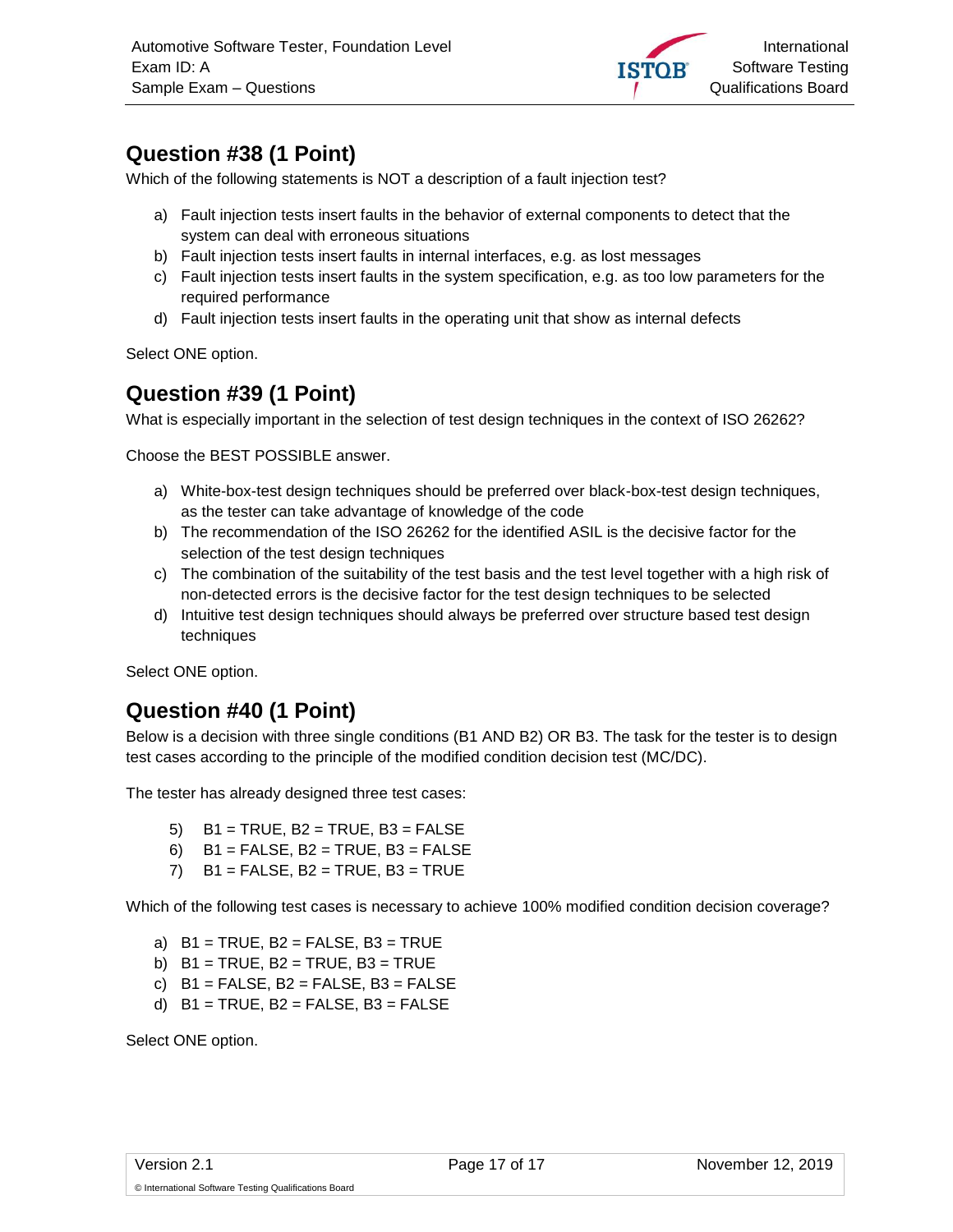## Question #38 (1 Point)

Which of the following statements is NOT a description of a fault injection test?

a) Fault injection tests insert faults in the behavior of external components to detect that the system can deal with erroneous situations
b) Fault injection tests insert faults in internal interfaces, e.g. as lost messages
c) Fault injection tests insert faults in the system specification, e.g. as too low parameters for the required performance
d) Fault injection tests insert faults in the operating unit that show as internal defects

Select ONE option.

## Question #39 (1 Point)

What is especially important in the selection of test design techniques in the context of ISO 26262?

Choose the BEST POSSIBLE answer.

a) White-box-test design techniques should be preferred over black-box-test design techniques, as the tester can take advantage of knowledge of the code
b) The recommendation of the ISO 26262 for the identified ASIL is the decisive factor for the selection of the test design techniques
c) The combination of the suitability of the test basis and the test level together with a high risk of non-detected errors is the decisive factor for the test design techniques to be selected
d) Intuitive test design techniques should always be preferred over structure based test design techniques

Select ONE option.

## Question #40 (1 Point)

Below is a decision with three single conditions (B1 AND B2) OR B3. The task for the tester is to design test cases according to the principle of the modified condition decision test (MC/DC).

The tester has already designed three test cases:

5) B1 = TRUE, B2 = TRUE, B3 = FALSE
6) B1 = FALSE, B2 = TRUE, B3 = FALSE
7) B1 = FALSE, B2 = TRUE, B3 = TRUE

Which of the following test cases is necessary to achieve 100% modified condition decision coverage?

a) B1 = TRUE, B2 = FALSE, B3 = TRUE
b) B1 = TRUE, B2 = TRUE, B3 = TRUE
c) B1 = FALSE, B2 = FALSE, B3 = FALSE
d) B1 = TRUE, B2 = FALSE, B3 = FALSE

Select ONE option.